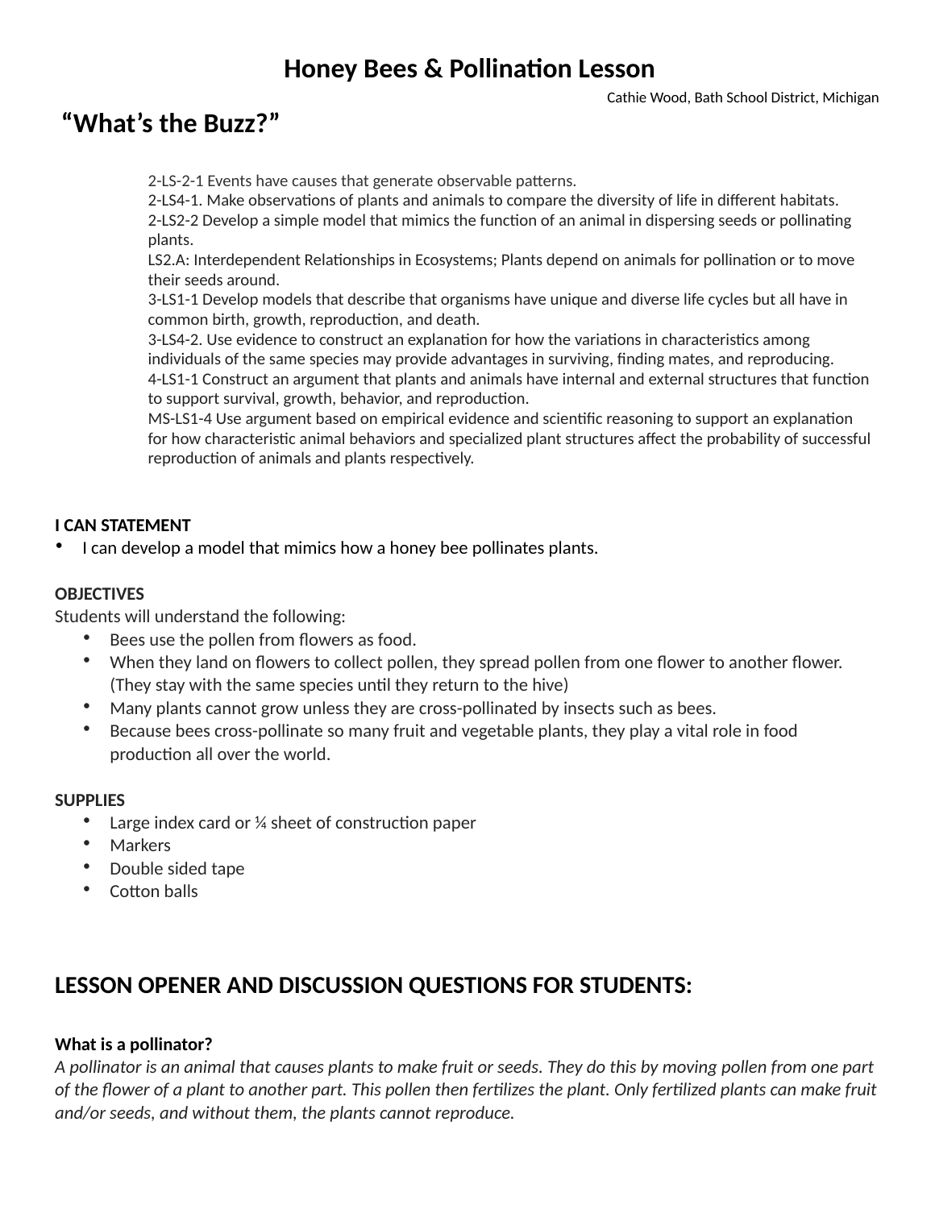# Honey Bees & Pollination Lesson

Cathie Wood, Bath School District, Michigan

## "What's the Buzz?"

2-LS-2-1 Events have causes that generate observable patterns.
2-LS4-1. Make observations of plants and animals to compare the diversity of life in different habitats.
2-LS2-2 Develop a simple model that mimics the function of an animal in dispersing seeds or pollinating plants.
LS2.A: Interdependent Relationships in Ecosystems; Plants depend on animals for pollination or to move their seeds around.
3-LS1-1 Develop models that describe that organisms have unique and diverse life cycles but all have in common birth, growth, reproduction, and death.
3-LS4-2. Use evidence to construct an explanation for how the variations in characteristics among individuals of the same species may provide advantages in surviving, finding mates, and reproducing.
4-LS1-1 Construct an argument that plants and animals have internal and external structures that function to support survival, growth, behavior, and reproduction.
MS-LS1-4 Use argument based on empirical evidence and scientific reasoning to support an explanation for how characteristic animal behaviors and specialized plant structures affect the probability of successful reproduction of animals and plants respectively.

**I CAN STATEMENT**

- I can develop a model that mimics how a honey bee pollinates plants.

**OBJECTIVES**

Students will understand the following:

- Bees use the pollen from flowers as food.
- When they land on flowers to collect pollen, they spread pollen from one flower to another flower. (They stay with the same species until they return to the hive)
- Many plants cannot grow unless they are cross-pollinated by insects such as bees.
- Because bees cross-pollinate so many fruit and vegetable plants, they play a vital role in food production all over the world.

**SUPPLIES**

- Large index card or ¼ sheet of construction paper
- Markers
- Double sided tape
- Cotton balls

## LESSON OPENER AND DISCUSSION QUESTIONS FOR STUDENTS:

**What is a pollinator?**

*A pollinator is an animal that causes plants to make fruit or seeds. They do this by moving pollen from one part of the flower of a plant to another part. This pollen then fertilizes the plant. Only fertilized plants can make fruit and/or seeds, and without them, the plants cannot reproduce.*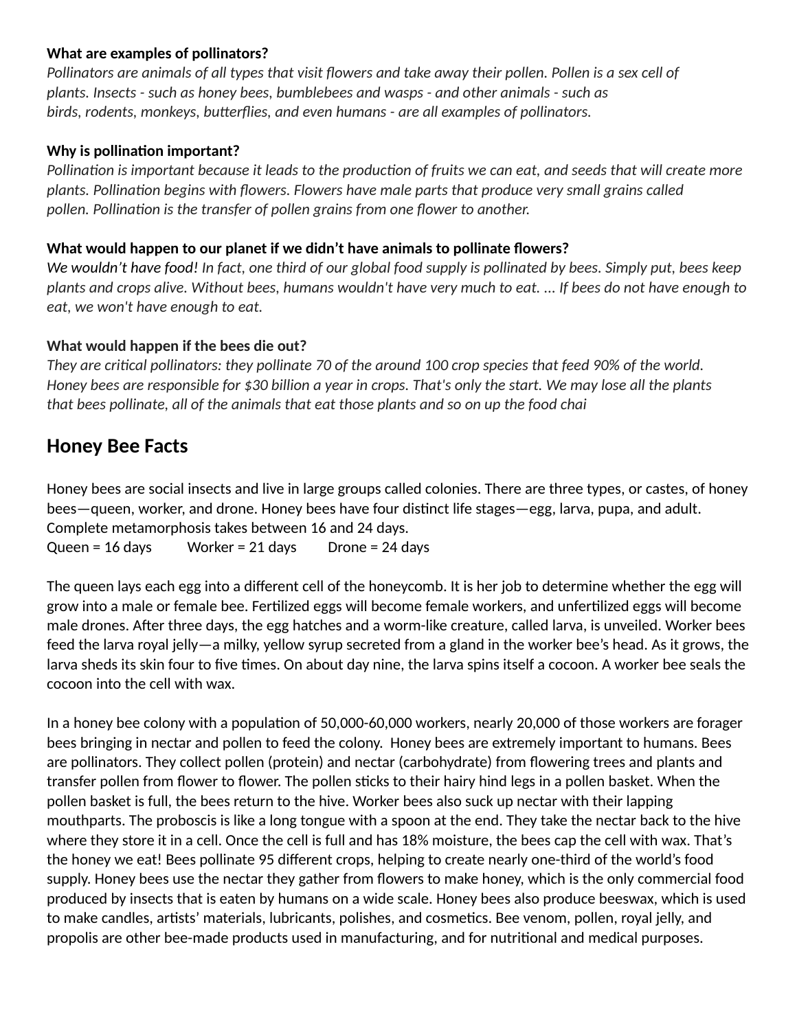**What are examples of pollinators?**
*Pollinators are animals of all types that visit flowers and take away their pollen. Pollen is a sex cell of plants. Insects - such as honey bees, bumblebees and wasps - and other animals - such as birds, rodents, monkeys, butterflies, and even humans - are all examples of pollinators.*

**Why is pollination important?**
*Pollination is important because it leads to the production of fruits we can eat, and seeds that will create more plants. Pollination begins with flowers. Flowers have male parts that produce very small grains called pollen. Pollination is the transfer of pollen grains from one flower to another.*

**What would happen to our planet if we didn't have animals to pollinate flowers?**
*We wouldn't have food! In fact, one third of our global food supply is pollinated by bees. Simply put, bees keep plants and crops alive. Without bees, humans wouldn't have very much to eat. ... If bees do not have enough to eat, we won't have enough to eat.*

**What would happen if the bees die out?**
*They are critical pollinators: they pollinate 70 of the around 100 crop species that feed 90% of the world. Honey bees are responsible for $30 billion a year in crops. That's only the start. We may lose all the plants that bees pollinate, all of the animals that eat those plants and so on up the food chai*

## Honey Bee Facts

Honey bees are social insects and live in large groups called colonies. There are three types, or castes, of honey bees—queen, worker, and drone. Honey bees have four distinct life stages—egg, larva, pupa, and adult. Complete metamorphosis takes between 16 and 24 days.
Queen = 16 days Worker = 21 days Drone = 24 days

The queen lays each egg into a different cell of the honeycomb. It is her job to determine whether the egg will grow into a male or female bee. Fertilized eggs will become female workers, and unfertilized eggs will become male drones. After three days, the egg hatches and a worm-like creature, called larva, is unveiled. Worker bees feed the larva royal jelly—a milky, yellow syrup secreted from a gland in the worker bee's head. As it grows, the larva sheds its skin four to five times. On about day nine, the larva spins itself a cocoon. A worker bee seals the cocoon into the cell with wax.

In a honey bee colony with a population of 50,000-60,000 workers, nearly 20,000 of those workers are forager bees bringing in nectar and pollen to feed the colony. Honey bees are extremely important to humans. Bees are pollinators. They collect pollen (protein) and nectar (carbohydrate) from flowering trees and plants and transfer pollen from flower to flower. The pollen sticks to their hairy hind legs in a pollen basket. When the pollen basket is full, the bees return to the hive. Worker bees also suck up nectar with their lapping mouthparts. The proboscis is like a long tongue with a spoon at the end. They take the nectar back to the hive where they store it in a cell. Once the cell is full and has 18% moisture, the bees cap the cell with wax. That's the honey we eat! Bees pollinate 95 different crops, helping to create nearly one-third of the world's food supply. Honey bees use the nectar they gather from flowers to make honey, which is the only commercial food produced by insects that is eaten by humans on a wide scale. Honey bees also produce beeswax, which is used to make candles, artists' materials, lubricants, polishes, and cosmetics. Bee venom, pollen, royal jelly, and propolis are other bee-made products used in manufacturing, and for nutritional and medical purposes.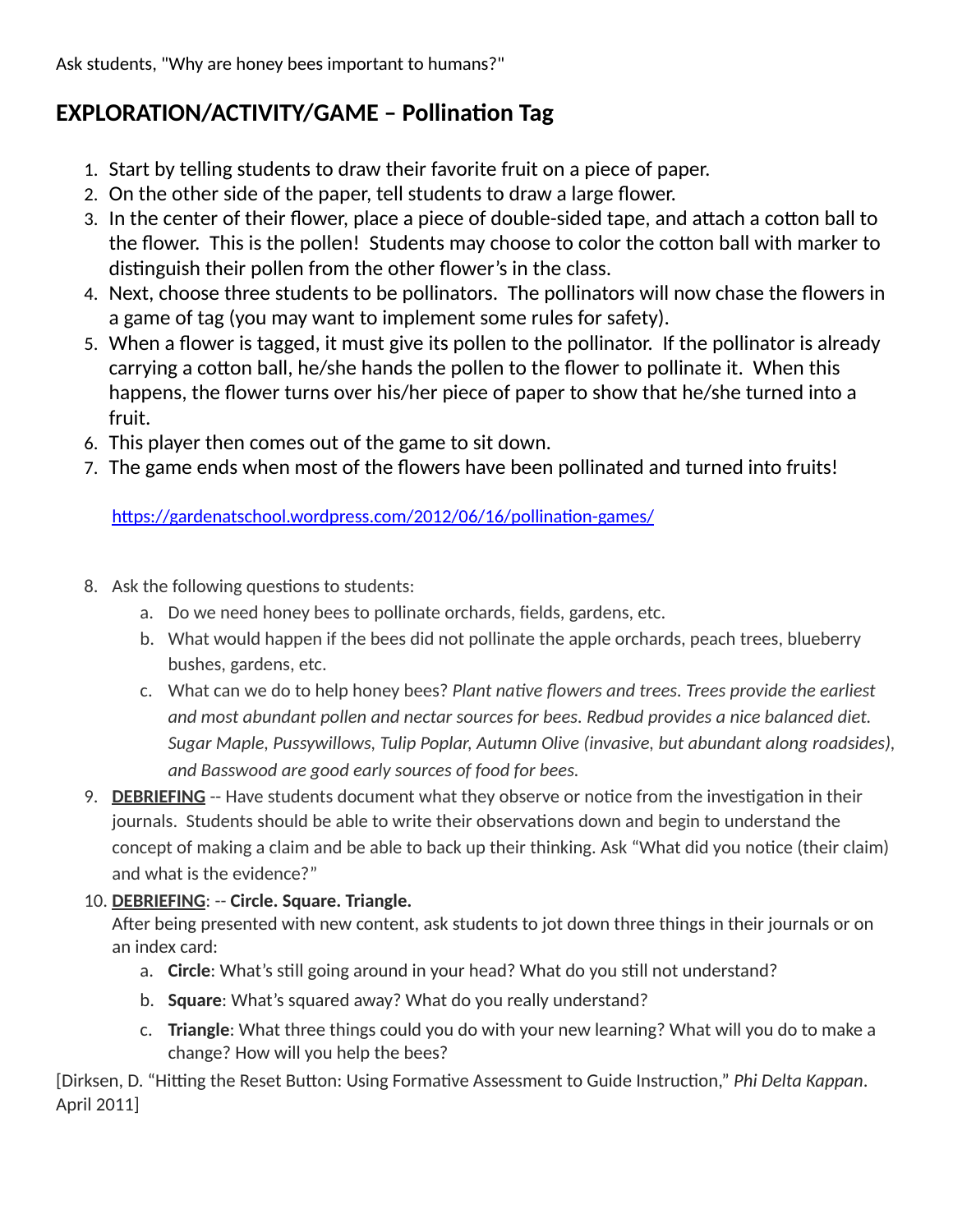Ask students, "Why are honey bees important to humans?"

## EXPLORATION/ACTIVITY/GAME – Pollination Tag

1. Start by telling students to draw their favorite fruit on a piece of paper.
2. On the other side of the paper, tell students to draw a large flower.
3. In the center of their flower, place a piece of double-sided tape, and attach a cotton ball to the flower. This is the pollen! Students may choose to color the cotton ball with marker to distinguish their pollen from the other flower's in the class.
4. Next, choose three students to be pollinators. The pollinators will now chase the flowers in a game of tag (you may want to implement some rules for safety).
5. When a flower is tagged, it must give its pollen to the pollinator. If the pollinator is already carrying a cotton ball, he/she hands the pollen to the flower to pollinate it. When this happens, the flower turns over his/her piece of paper to show that he/she turned into a fruit.
6. This player then comes out of the game to sit down.
7. The game ends when most of the flowers have been pollinated and turned into fruits!

   https://gardenatschool.wordpress.com/2012/06/16/pollination-games/

8. Ask the following questions to students:
   a. Do we need honey bees to pollinate orchards, fields, gardens, etc.
   b. What would happen if the bees did not pollinate the apple orchards, peach trees, blueberry bushes, gardens, etc.
   c. What can we do to help honey bees? *Plant native flowers and trees. Trees provide the earliest and most abundant pollen and nectar sources for bees. Redbud provides a nice balanced diet. Sugar Maple, Pussywillows, Tulip Poplar, Autumn Olive (invasive, but abundant along roadsides), and Basswood are good early sources of food for bees.*
9. **DEBRIEFING** -- Have students document what they observe or notice from the investigation in their journals. Students should be able to write their observations down and begin to understand the concept of making a claim and be able to back up their thinking. Ask "What did you notice (their claim) and what is the evidence?"
10. **DEBRIEFING**: -- **Circle. Square. Triangle.**
    After being presented with new content, ask students to jot down three things in their journals or on an index card:
    a. **Circle**: What's still going around in your head? What do you still not understand?
    b. **Square**: What's squared away? What do you really understand?
    c. **Triangle**: What three things could you do with your new learning? What will you do to make a change? How will you help the bees?

[Dirksen, D. "Hitting the Reset Button: Using Formative Assessment to Guide Instruction," *Phi Delta Kappan*. April 2011]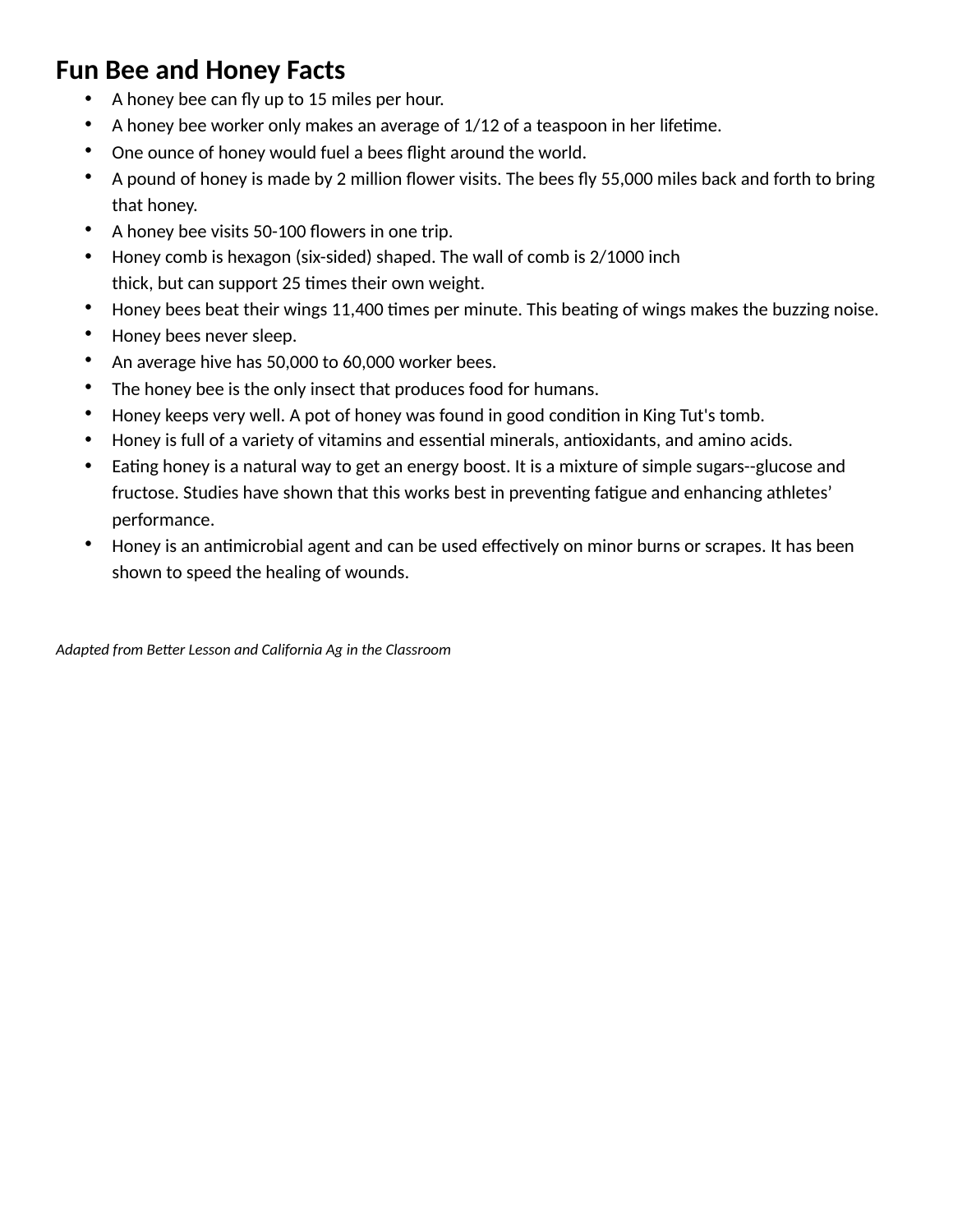# Fun Bee and Honey Facts

- A honey bee can fly up to 15 miles per hour.
- A honey bee worker only makes an average of 1/12 of a teaspoon in her lifetime.
- One ounce of honey would fuel a bees flight around the world.
- A pound of honey is made by 2 million flower visits. The bees fly 55,000 miles back and forth to bring that honey.
- A honey bee visits 50-100 flowers in one trip.
- Honey comb is hexagon (six-sided) shaped. The wall of comb is 2/1000 inch thick, but can support 25 times their own weight.
- Honey bees beat their wings 11,400 times per minute. This beating of wings makes the buzzing noise.
- Honey bees never sleep.
- An average hive has 50,000 to 60,000 worker bees.
- The honey bee is the only insect that produces food for humans.
- Honey keeps very well. A pot of honey was found in good condition in King Tut's tomb.
- Honey is full of a variety of vitamins and essential minerals, antioxidants, and amino acids.
- Eating honey is a natural way to get an energy boost. It is a mixture of simple sugars--glucose and fructose. Studies have shown that this works best in preventing fatigue and enhancing athletes' performance.
- Honey is an antimicrobial agent and can be used effectively on minor burns or scrapes. It has been shown to speed the healing of wounds.

*Adapted from Better Lesson and California Ag in the Classroom*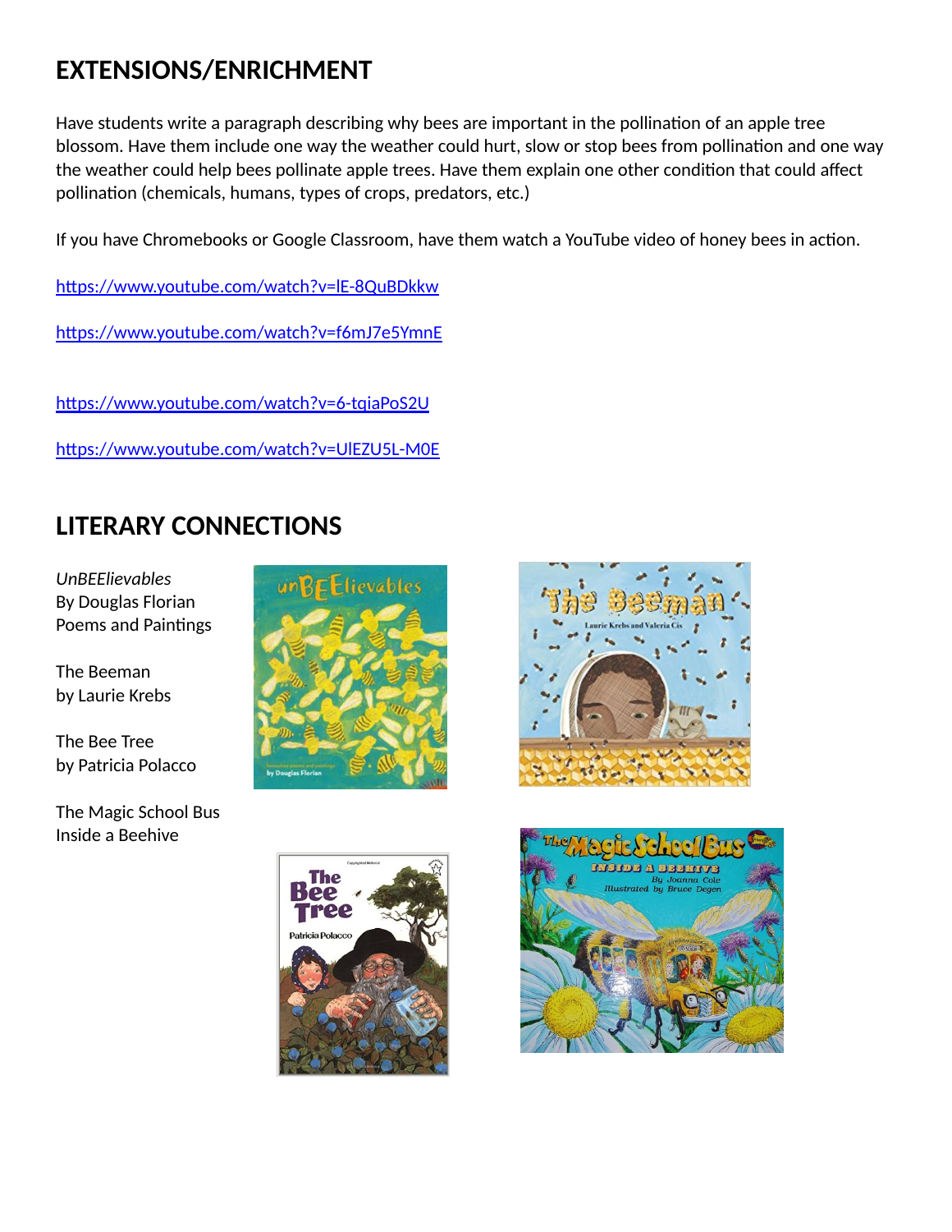## EXTENSIONS/ENRICHMENT

Have students write a paragraph describing why bees are important in the pollination of an apple tree blossom. Have them include one way the weather could hurt, slow or stop bees from pollination and one way the weather could help bees pollinate apple trees. Have them explain one other condition that could affect pollination (chemicals, humans, types of crops, predators, etc.)

If you have Chromebooks or Google Classroom, have them watch a YouTube video of honey bees in action.

https://www.youtube.com/watch?v=lE-8QuBDkkw

https://www.youtube.com/watch?v=f6mJ7e5YmnE

https://www.youtube.com/watch?v=6-tqiaPoS2U

https://www.youtube.com/watch?v=UlEZU5L-M0E

## LITERARY CONNECTIONS

*UnBEElievables*
By Douglas Florian
Poems and Paintings

The Beeman
by Laurie Krebs

The Bee Tree
by Patricia Polacco

The Magic School Bus
Inside a Beehive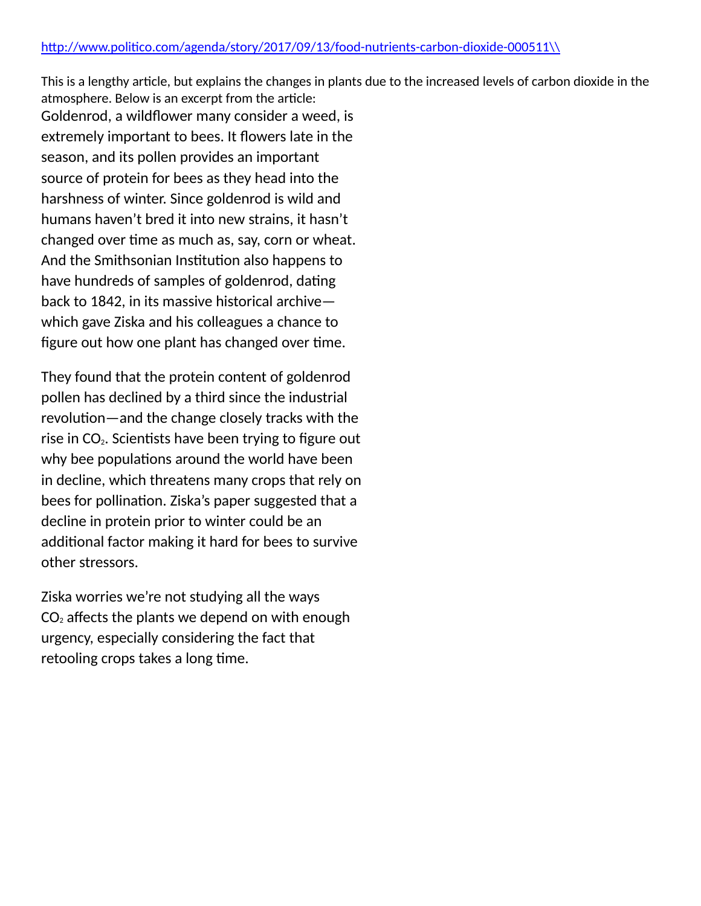http://www.politico.com/agenda/story/2017/09/13/food-nutrients-carbon-dioxide-000511\\

This is a lengthy article, but explains the changes in plants due to the increased levels of carbon dioxide in the atmosphere. Below is an excerpt from the article:

Goldenrod, a wildflower many consider a weed, is extremely important to bees. It flowers late in the season, and its pollen provides an important source of protein for bees as they head into the harshness of winter. Since goldenrod is wild and humans haven't bred it into new strains, it hasn't changed over time as much as, say, corn or wheat. And the Smithsonian Institution also happens to have hundreds of samples of goldenrod, dating back to 1842, in its massive historical archive—which gave Ziska and his colleagues a chance to figure out how one plant has changed over time.

They found that the protein content of goldenrod pollen has declined by a third since the industrial revolution—and the change closely tracks with the rise in $CO_2$. Scientists have been trying to figure out why bee populations around the world have been in decline, which threatens many crops that rely on bees for pollination. Ziska's paper suggested that a decline in protein prior to winter could be an additional factor making it hard for bees to survive other stressors.

Ziska worries we're not studying all the ways $CO_2$ affects the plants we depend on with enough urgency, especially considering the fact that retooling crops takes a long time.